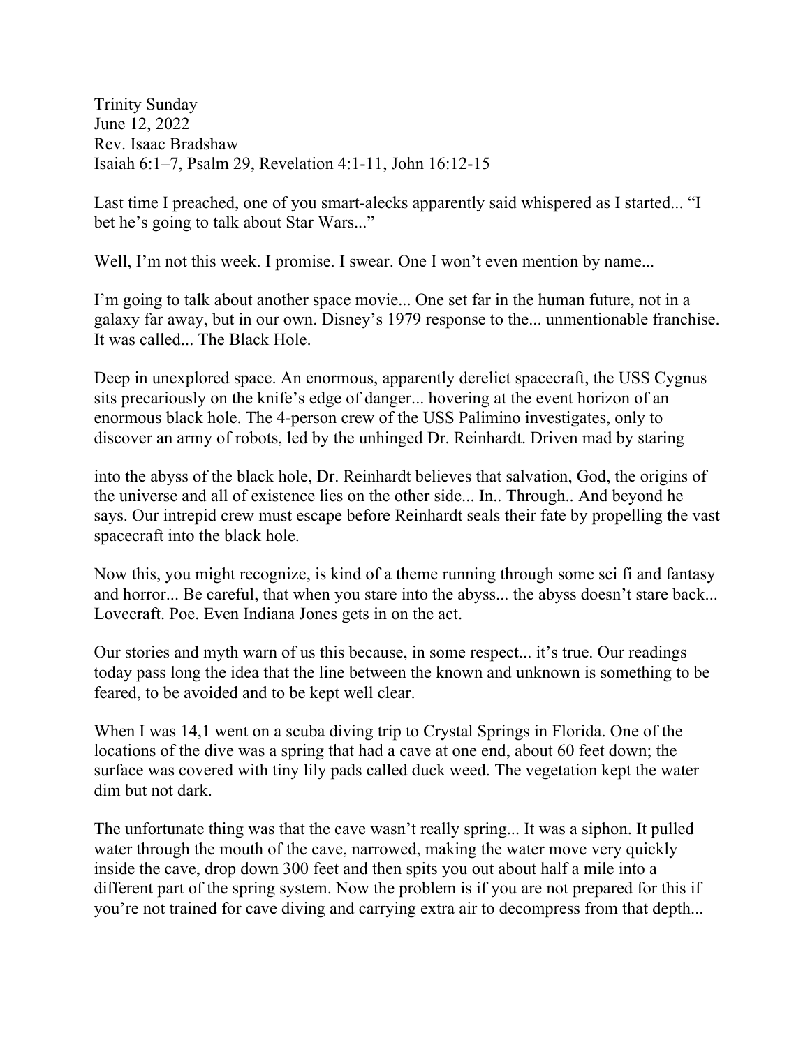Trinity Sunday
June 12, 2022
Rev. Isaac Bradshaw
Isaiah 6:1–7, Psalm 29, Revelation 4:1-11, John 16:12-15

Last time I preached, one of you smart-alecks apparently said whispered as I started... "I bet he's going to talk about Star Wars..."

Well, I'm not this week. I promise. I swear. One I won't even mention by name...

I'm going to talk about another space movie... One set far in the human future, not in a galaxy far away, but in our own. Disney's 1979 response to the... unmentionable franchise. It was called... The Black Hole.

Deep in unexplored space. An enormous, apparently derelict spacecraft, the USS Cygnus sits precariously on the knife's edge of danger... hovering at the event horizon of an enormous black hole. The 4-person crew of the USS Palimino investigates, only to discover an army of robots, led by the unhinged Dr. Reinhardt. Driven mad by staring into the abyss of the black hole, Dr. Reinhardt believes that salvation, God, the origins of the universe and all of existence lies on the other side... In.. Through.. And beyond he says. Our intrepid crew must escape before Reinhardt seals their fate by propelling the vast spacecraft into the black hole.

Now this, you might recognize, is kind of a theme running through some sci fi and fantasy and horror... Be careful, that when you stare into the abyss... the abyss doesn't stare back... Lovecraft. Poe. Even Indiana Jones gets in on the act.

Our stories and myth warn of us this because, in some respect... it's true. Our readings today pass long the idea that the line between the known and unknown is something to be feared, to be avoided and to be kept well clear.

When I was 14,1 went on a scuba diving trip to Crystal Springs in Florida. One of the locations of the dive was a spring that had a cave at one end, about 60 feet down; the surface was covered with tiny lily pads called duck weed. The vegetation kept the water dim but not dark.

The unfortunate thing was that the cave wasn't really spring... It was a siphon. It pulled water through the mouth of the cave, narrowed, making the water move very quickly inside the cave, drop down 300 feet and then spits you out about half a mile into a different part of the spring system. Now the problem is if you are not prepared for this if you're not trained for cave diving and carrying extra air to decompress from that depth...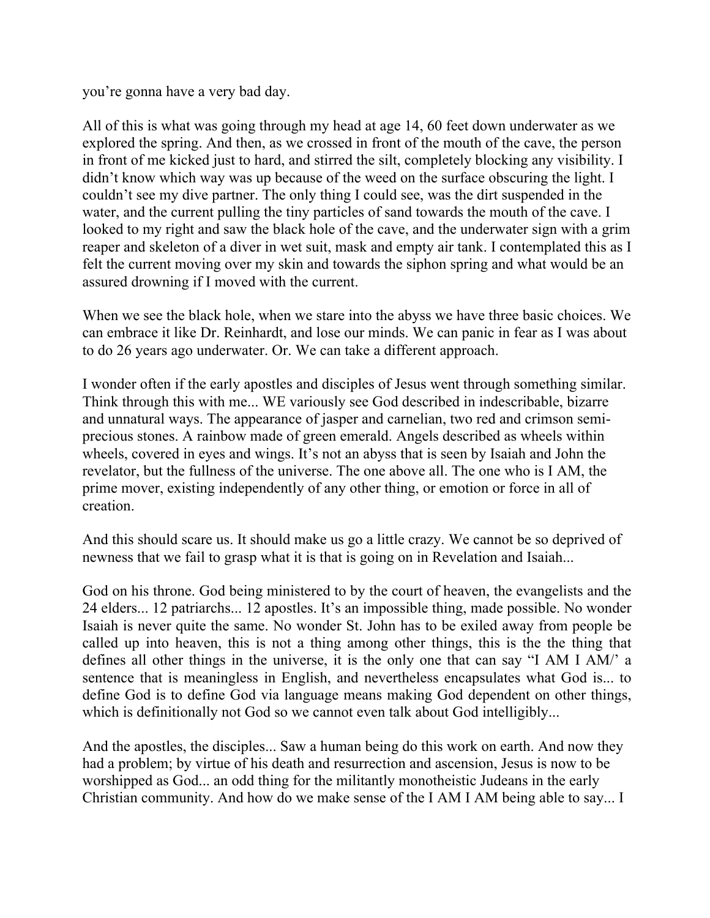you're gonna have a very bad day.

All of this is what was going through my head at age 14, 60 feet down underwater as we explored the spring. And then, as we crossed in front of the mouth of the cave, the person in front of me kicked just to hard, and stirred the silt, completely blocking any visibility. I didn't know which way was up because of the weed on the surface obscuring the light. I couldn't see my dive partner. The only thing I could see, was the dirt suspended in the water, and the current pulling the tiny particles of sand towards the mouth of the cave. I looked to my right and saw the black hole of the cave, and the underwater sign with a grim reaper and skeleton of a diver in wet suit, mask and empty air tank. I contemplated this as I felt the current moving over my skin and towards the siphon spring and what would be an assured drowning if I moved with the current.

When we see the black hole, when we stare into the abyss we have three basic choices. We can embrace it like Dr. Reinhardt, and lose our minds. We can panic in fear as I was about to do 26 years ago underwater. Or. We can take a different approach.

I wonder often if the early apostles and disciples of Jesus went through something similar. Think through this with me... WE variously see God described in indescribable, bizarre and unnatural ways. The appearance of jasper and carnelian, two red and crimson semi-precious stones. A rainbow made of green emerald. Angels described as wheels within wheels, covered in eyes and wings. It's not an abyss that is seen by Isaiah and John the revelator, but the fullness of the universe. The one above all. The one who is I AM, the prime mover, existing independently of any other thing, or emotion or force in all of creation.

And this should scare us. It should make us go a little crazy. We cannot be so deprived of newness that we fail to grasp what it is that is going on in Revelation and Isaiah...

God on his throne. God being ministered to by the court of heaven, the evangelists and the 24 elders... 12 patriarchs... 12 apostles. It's an impossible thing, made possible. No wonder Isaiah is never quite the same. No wonder St. John has to be exiled away from people be called up into heaven, this is not a thing among other things, this is the the thing that defines all other things in the universe, it is the only one that can say "I AM I AM/' a sentence that is meaningless in English, and nevertheless encapsulates what God is... to define God is to define God via language means making God dependent on other things, which is definitionally not God so we cannot even talk about God intelligibly...

And the apostles, the disciples... Saw a human being do this work on earth. And now they had a problem; by virtue of his death and resurrection and ascension, Jesus is now to be worshipped as God... an odd thing for the militantly monotheistic Judeans in the early Christian community. And how do we make sense of the I AM I AM being able to say... I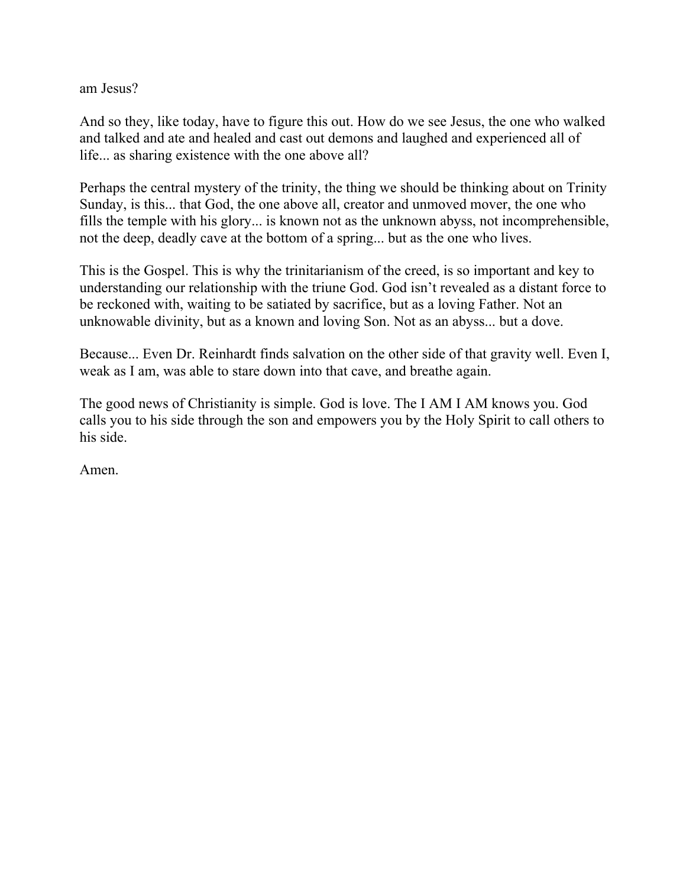am Jesus?

And so they, like today, have to figure this out. How do we see Jesus, the one who walked and talked and ate and healed and cast out demons and laughed and experienced all of life... as sharing existence with the one above all?

Perhaps the central mystery of the trinity, the thing we should be thinking about on Trinity Sunday, is this... that God, the one above all, creator and unmoved mover, the one who fills the temple with his glory... is known not as the unknown abyss, not incomprehensible, not the deep, deadly cave at the bottom of a spring... but as the one who lives.

This is the Gospel. This is why the trinitarianism of the creed, is so important and key to understanding our relationship with the triune God. God isn't revealed as a distant force to be reckoned with, waiting to be satiated by sacrifice, but as a loving Father. Not an unknowable divinity, but as a known and loving Son. Not as an abyss... but a dove.

Because... Even Dr. Reinhardt finds salvation on the other side of that gravity well. Even I, weak as I am, was able to stare down into that cave, and breathe again.

The good news of Christianity is simple. God is love. The I AM I AM knows you. God calls you to his side through the son and empowers you by the Holy Spirit to call others to his side.

Amen.